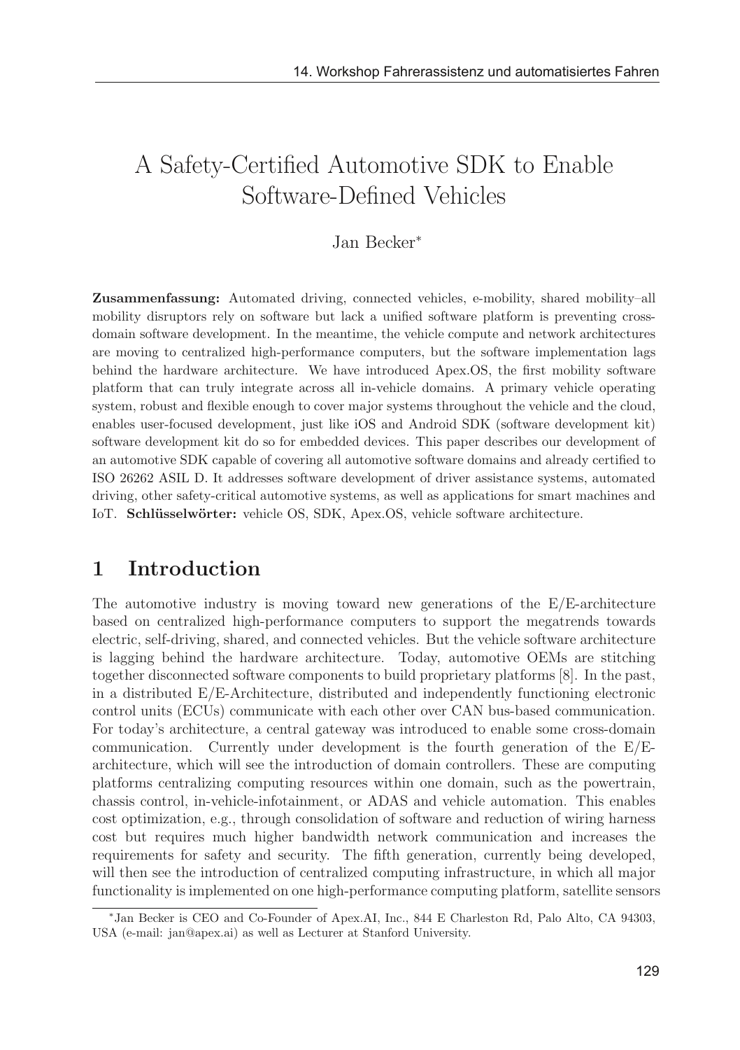# A Safety-Certified Automotive SDK to Enable Software-Defined Vehicles

Jan Becker*

**Zusammenfassung:** Automated driving, connected vehicles, e-mobility, shared mobility–all mobility disruptors rely on software but lack a unified software platform is preventing cross-domain software development. In the meantime, the vehicle compute and network architectures are moving to centralized high-performance computers, but the software implementation lags behind the hardware architecture. We have introduced Apex.OS, the first mobility software platform that can truly integrate across all in-vehicle domains. A primary vehicle operating system, robust and flexible enough to cover major systems throughout the vehicle and the cloud, enables user-focused development, just like iOS and Android SDK (software development kit) software development kit do so for embedded devices. This paper describes our development of an automotive SDK capable of covering all automotive software domains and already certified to ISO 26262 ASIL D. It addresses software development of driver assistance systems, automated driving, other safety-critical automotive systems, as well as applications for smart machines and IoT. **Schlüsselwörter:** vehicle OS, SDK, Apex.OS, vehicle software architecture.

## 1 Introduction

The automotive industry is moving toward new generations of the E/E-architecture based on centralized high-performance computers to support the megatrends towards electric, self-driving, shared, and connected vehicles. But the vehicle software architecture is lagging behind the hardware architecture. Today, automotive OEMs are stitching together disconnected software components to build proprietary platforms [8]. In the past, in a distributed E/E-Architecture, distributed and independently functioning electronic control units (ECUs) communicate with each other over CAN bus-based communication. For today's architecture, a central gateway was introduced to enable some cross-domain communication. Currently under development is the fourth generation of the E/E-architecture, which will see the introduction of domain controllers. These are computing platforms centralizing computing resources within one domain, such as the powertrain, chassis control, in-vehicle-infotainment, or ADAS and vehicle automation. This enables cost optimization, e.g., through consolidation of software and reduction of wiring harness cost but requires much higher bandwidth network communication and increases the requirements for safety and security. The fifth generation, currently being developed, will then see the introduction of centralized computing infrastructure, in which all major functionality is implemented on one high-performance computing platform, satellite sensors

*Jan Becker is CEO and Co-Founder of Apex.AI, Inc., 844 E Charleston Rd, Palo Alto, CA 94303, USA (e-mail: jan@apex.ai) as well as Lecturer at Stanford University.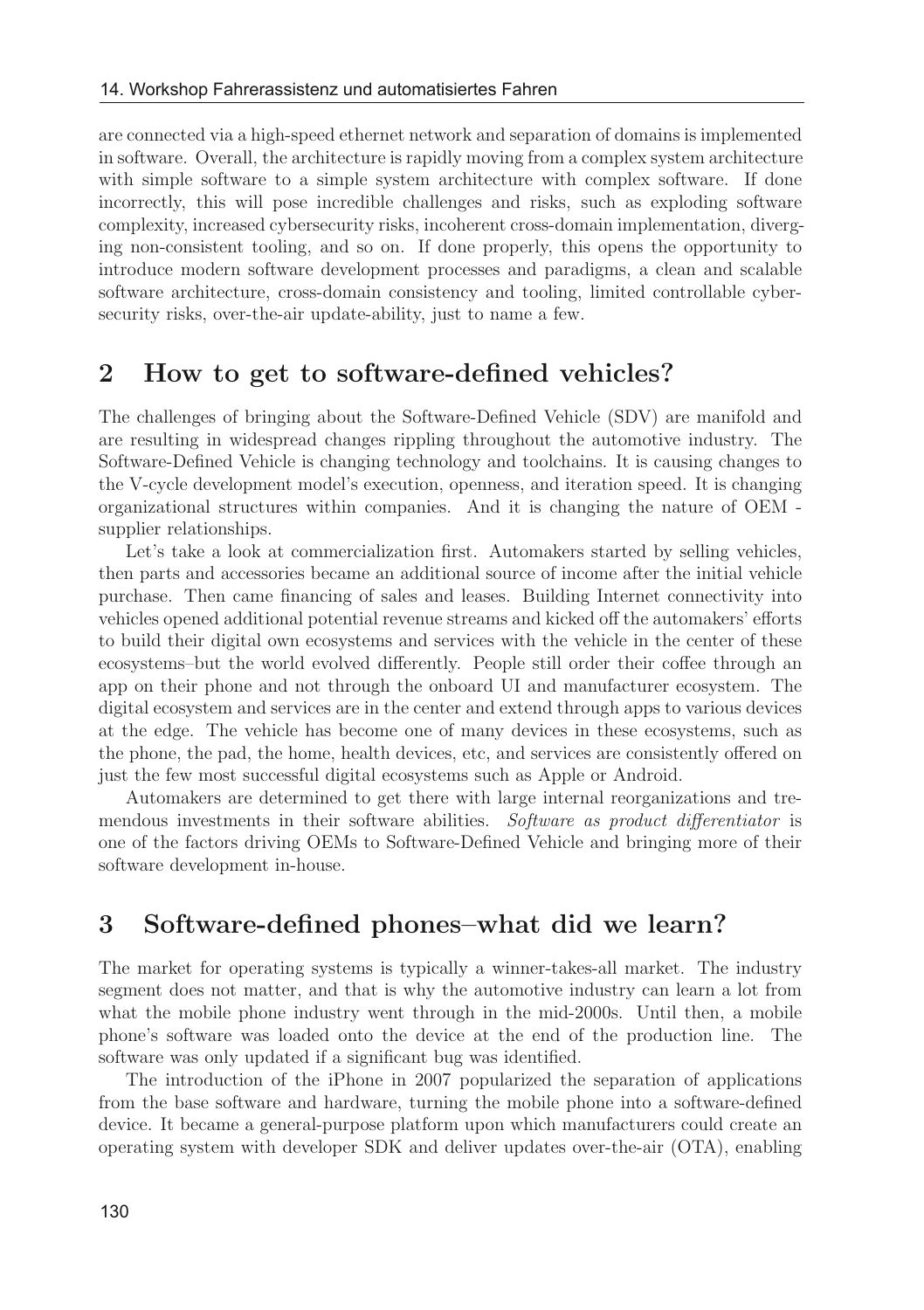are connected via a high-speed ethernet network and separation of domains is implemented in software. Overall, the architecture is rapidly moving from a complex system architecture with simple software to a simple system architecture with complex software. If done incorrectly, this will pose incredible challenges and risks, such as exploding software complexity, increased cybersecurity risks, incoherent cross-domain implementation, diverging non-consistent tooling, and so on. If done properly, this opens the opportunity to introduce modern software development processes and paradigms, a clean and scalable software architecture, cross-domain consistency and tooling, limited controllable cybersecurity risks, over-the-air update-ability, just to name a few.

## 2 How to get to software-defined vehicles?

The challenges of bringing about the Software-Defined Vehicle (SDV) are manifold and are resulting in widespread changes rippling throughout the automotive industry. The Software-Defined Vehicle is changing technology and toolchains. It is causing changes to the V-cycle development model's execution, openness, and iteration speed. It is changing organizational structures within companies. And it is changing the nature of OEM - supplier relationships.

Let's take a look at commercialization first. Automakers started by selling vehicles, then parts and accessories became an additional source of income after the initial vehicle purchase. Then came financing of sales and leases. Building Internet connectivity into vehicles opened additional potential revenue streams and kicked off the automakers' efforts to build their digital own ecosystems and services with the vehicle in the center of these ecosystems–but the world evolved differently. People still order their coffee through an app on their phone and not through the onboard UI and manufacturer ecosystem. The digital ecosystem and services are in the center and extend through apps to various devices at the edge. The vehicle has become one of many devices in these ecosystems, such as the phone, the pad, the home, health devices, etc, and services are consistently offered on just the few most successful digital ecosystems such as Apple or Android.

Automakers are determined to get there with large internal reorganizations and tremendous investments in their software abilities. *Software as product differentiator* is one of the factors driving OEMs to Software-Defined Vehicle and bringing more of their software development in-house.

## 3 Software-defined phones–what did we learn?

The market for operating systems is typically a winner-takes-all market. The industry segment does not matter, and that is why the automotive industry can learn a lot from what the mobile phone industry went through in the mid-2000s. Until then, a mobile phone's software was loaded onto the device at the end of the production line. The software was only updated if a significant bug was identified.

The introduction of the iPhone in 2007 popularized the separation of applications from the base software and hardware, turning the mobile phone into a software-defined device. It became a general-purpose platform upon which manufacturers could create an operating system with developer SDK and deliver updates over-the-air (OTA), enabling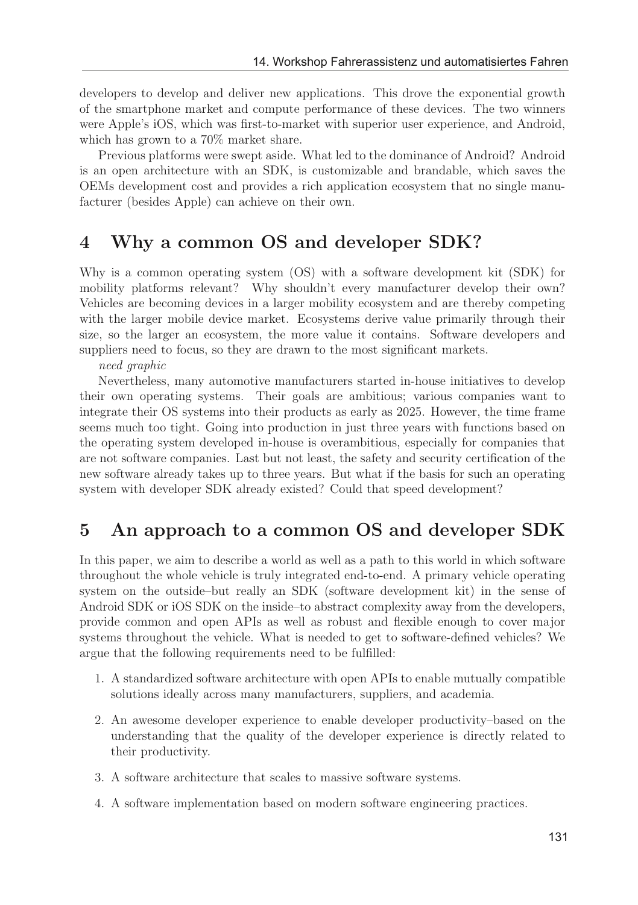developers to develop and deliver new applications. This drove the exponential growth of the smartphone market and compute performance of these devices. The two winners were Apple's iOS, which was first-to-market with superior user experience, and Android, which has grown to a 70% market share.

Previous platforms were swept aside. What led to the dominance of Android? Android is an open architecture with an SDK, is customizable and brandable, which saves the OEMs development cost and provides a rich application ecosystem that no single manufacturer (besides Apple) can achieve on their own.

## 4 Why a common OS and developer SDK?

Why is a common operating system (OS) with a software development kit (SDK) for mobility platforms relevant? Why shouldn't every manufacturer develop their own? Vehicles are becoming devices in a larger mobility ecosystem and are thereby competing with the larger mobile device market. Ecosystems derive value primarily through their size, so the larger an ecosystem, the more value it contains. Software developers and suppliers need to focus, so they are drawn to the most significant markets.

*need graphic*

Nevertheless, many automotive manufacturers started in-house initiatives to develop their own operating systems. Their goals are ambitious; various companies want to integrate their OS systems into their products as early as 2025. However, the time frame seems much too tight. Going into production in just three years with functions based on the operating system developed in-house is overambitious, especially for companies that are not software companies. Last but not least, the safety and security certification of the new software already takes up to three years. But what if the basis for such an operating system with developer SDK already existed? Could that speed development?

## 5 An approach to a common OS and developer SDK

In this paper, we aim to describe a world as well as a path to this world in which software throughout the whole vehicle is truly integrated end-to-end. A primary vehicle operating system on the outside–but really an SDK (software development kit) in the sense of Android SDK or iOS SDK on the inside–to abstract complexity away from the developers, provide common and open APIs as well as robust and flexible enough to cover major systems throughout the vehicle. What is needed to get to software-defined vehicles? We argue that the following requirements need to be fulfilled:

1. A standardized software architecture with open APIs to enable mutually compatible solutions ideally across many manufacturers, suppliers, and academia.
2. An awesome developer experience to enable developer productivity–based on the understanding that the quality of the developer experience is directly related to their productivity.
3. A software architecture that scales to massive software systems.
4. A software implementation based on modern software engineering practices.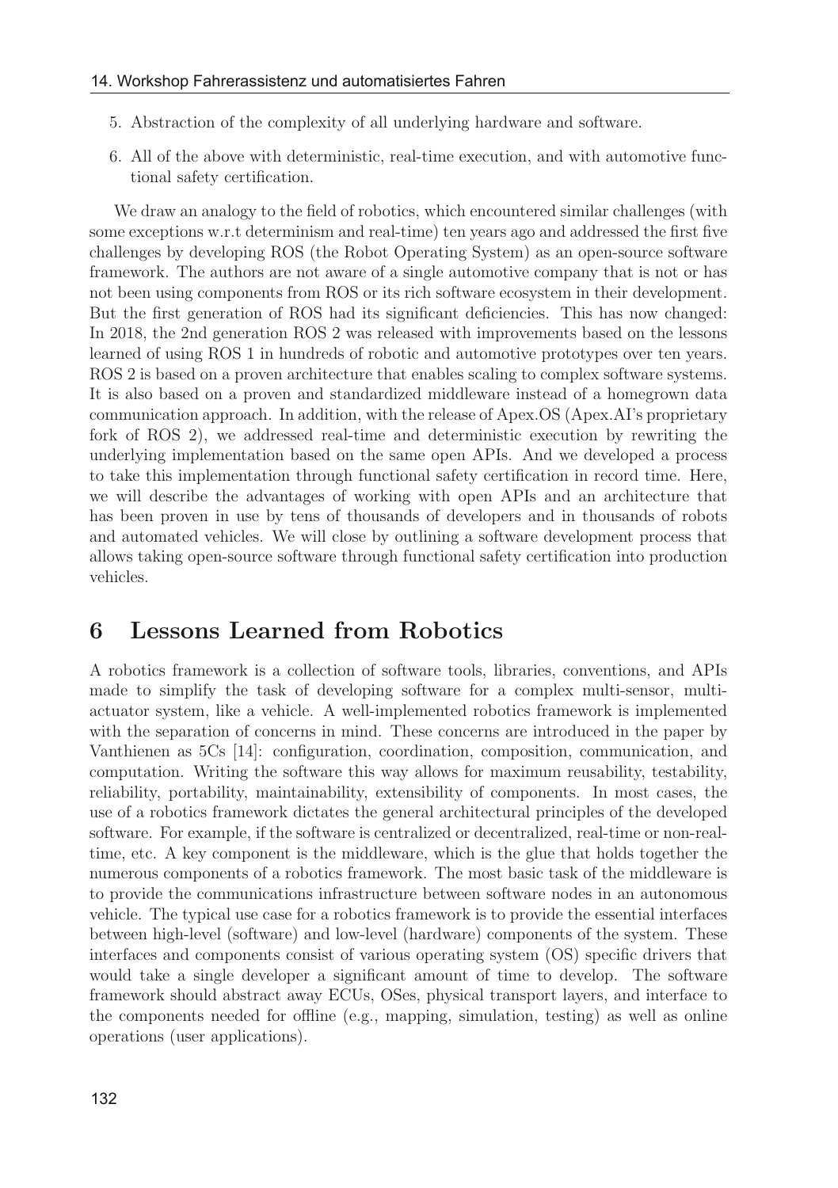5. Abstraction of the complexity of all underlying hardware and software.

6. All of the above with deterministic, real-time execution, and with automotive functional safety certification.

We draw an analogy to the field of robotics, which encountered similar challenges (with some exceptions w.r.t determinism and real-time) ten years ago and addressed the first five challenges by developing ROS (the Robot Operating System) as an open-source software framework. The authors are not aware of a single automotive company that is not or has not been using components from ROS or its rich software ecosystem in their development. But the first generation of ROS had its significant deficiencies. This has now changed: In 2018, the 2nd generation ROS 2 was released with improvements based on the lessons learned of using ROS 1 in hundreds of robotic and automotive prototypes over ten years. ROS 2 is based on a proven architecture that enables scaling to complex software systems. It is also based on a proven and standardized middleware instead of a homegrown data communication approach. In addition, with the release of Apex.OS (Apex.AI's proprietary fork of ROS 2), we addressed real-time and deterministic execution by rewriting the underlying implementation based on the same open APIs. And we developed a process to take this implementation through functional safety certification in record time. Here, we will describe the advantages of working with open APIs and an architecture that has been proven in use by tens of thousands of developers and in thousands of robots and automated vehicles. We will close by outlining a software development process that allows taking open-source software through functional safety certification into production vehicles.

## 6 Lessons Learned from Robotics

A robotics framework is a collection of software tools, libraries, conventions, and APIs made to simplify the task of developing software for a complex multi-sensor, multi-actuator system, like a vehicle. A well-implemented robotics framework is implemented with the separation of concerns in mind. These concerns are introduced in the paper by Vanthienen as 5Cs [14]: configuration, coordination, composition, communication, and computation. Writing the software this way allows for maximum reusability, testability, reliability, portability, maintainability, extensibility of components. In most cases, the use of a robotics framework dictates the general architectural principles of the developed software. For example, if the software is centralized or decentralized, real-time or non-real-time, etc. A key component is the middleware, which is the glue that holds together the numerous components of a robotics framework. The most basic task of the middleware is to provide the communications infrastructure between software nodes in an autonomous vehicle. The typical use case for a robotics framework is to provide the essential interfaces between high-level (software) and low-level (hardware) components of the system. These interfaces and components consist of various operating system (OS) specific drivers that would take a single developer a significant amount of time to develop. The software framework should abstract away ECUs, OSes, physical transport layers, and interface to the components needed for offline (e.g., mapping, simulation, testing) as well as online operations (user applications).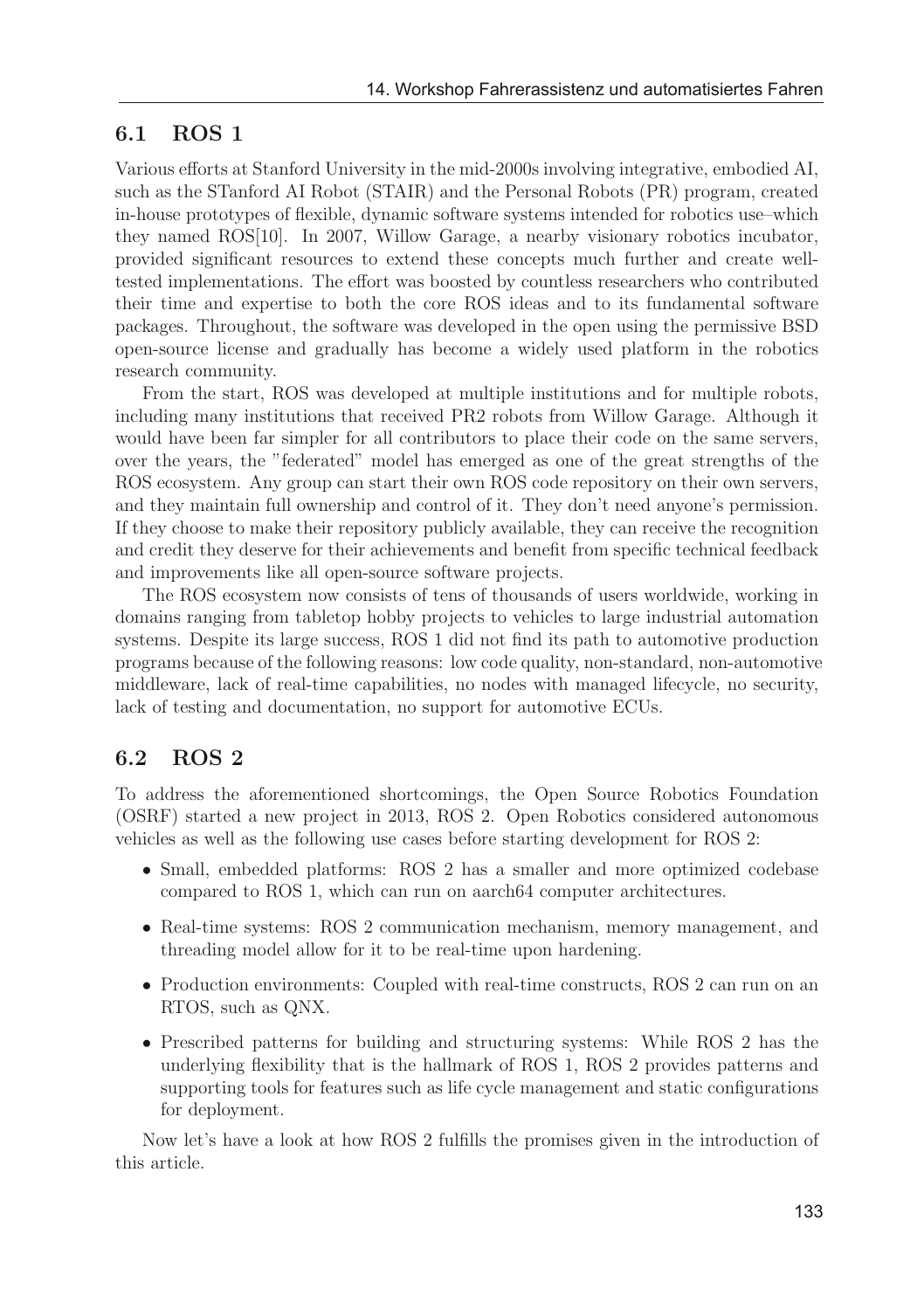## 6.1 ROS 1

Various efforts at Stanford University in the mid-2000s involving integrative, embodied AI, such as the STanford AI Robot (STAIR) and the Personal Robots (PR) program, created in-house prototypes of flexible, dynamic software systems intended for robotics use–which they named ROS[10]. In 2007, Willow Garage, a nearby visionary robotics incubator, provided significant resources to extend these concepts much further and create well-tested implementations. The effort was boosted by countless researchers who contributed their time and expertise to both the core ROS ideas and to its fundamental software packages. Throughout, the software was developed in the open using the permissive BSD open-source license and gradually has become a widely used platform in the robotics research community.

From the start, ROS was developed at multiple institutions and for multiple robots, including many institutions that received PR2 robots from Willow Garage. Although it would have been far simpler for all contributors to place their code on the same servers, over the years, the "federated" model has emerged as one of the great strengths of the ROS ecosystem. Any group can start their own ROS code repository on their own servers, and they maintain full ownership and control of it. They don't need anyone's permission. If they choose to make their repository publicly available, they can receive the recognition and credit they deserve for their achievements and benefit from specific technical feedback and improvements like all open-source software projects.

The ROS ecosystem now consists of tens of thousands of users worldwide, working in domains ranging from tabletop hobby projects to vehicles to large industrial automation systems. Despite its large success, ROS 1 did not find its path to automotive production programs because of the following reasons: low code quality, non-standard, non-automotive middleware, lack of real-time capabilities, no nodes with managed lifecycle, no security, lack of testing and documentation, no support for automotive ECUs.

## 6.2 ROS 2

To address the aforementioned shortcomings, the Open Source Robotics Foundation (OSRF) started a new project in 2013, ROS 2. Open Robotics considered autonomous vehicles as well as the following use cases before starting development for ROS 2:

- Small, embedded platforms: ROS 2 has a smaller and more optimized codebase compared to ROS 1, which can run on aarch64 computer architectures.
- Real-time systems: ROS 2 communication mechanism, memory management, and threading model allow for it to be real-time upon hardening.
- Production environments: Coupled with real-time constructs, ROS 2 can run on an RTOS, such as QNX.
- Prescribed patterns for building and structuring systems: While ROS 2 has the underlying flexibility that is the hallmark of ROS 1, ROS 2 provides patterns and supporting tools for features such as life cycle management and static configurations for deployment.

Now let's have a look at how ROS 2 fulfills the promises given in the introduction of this article.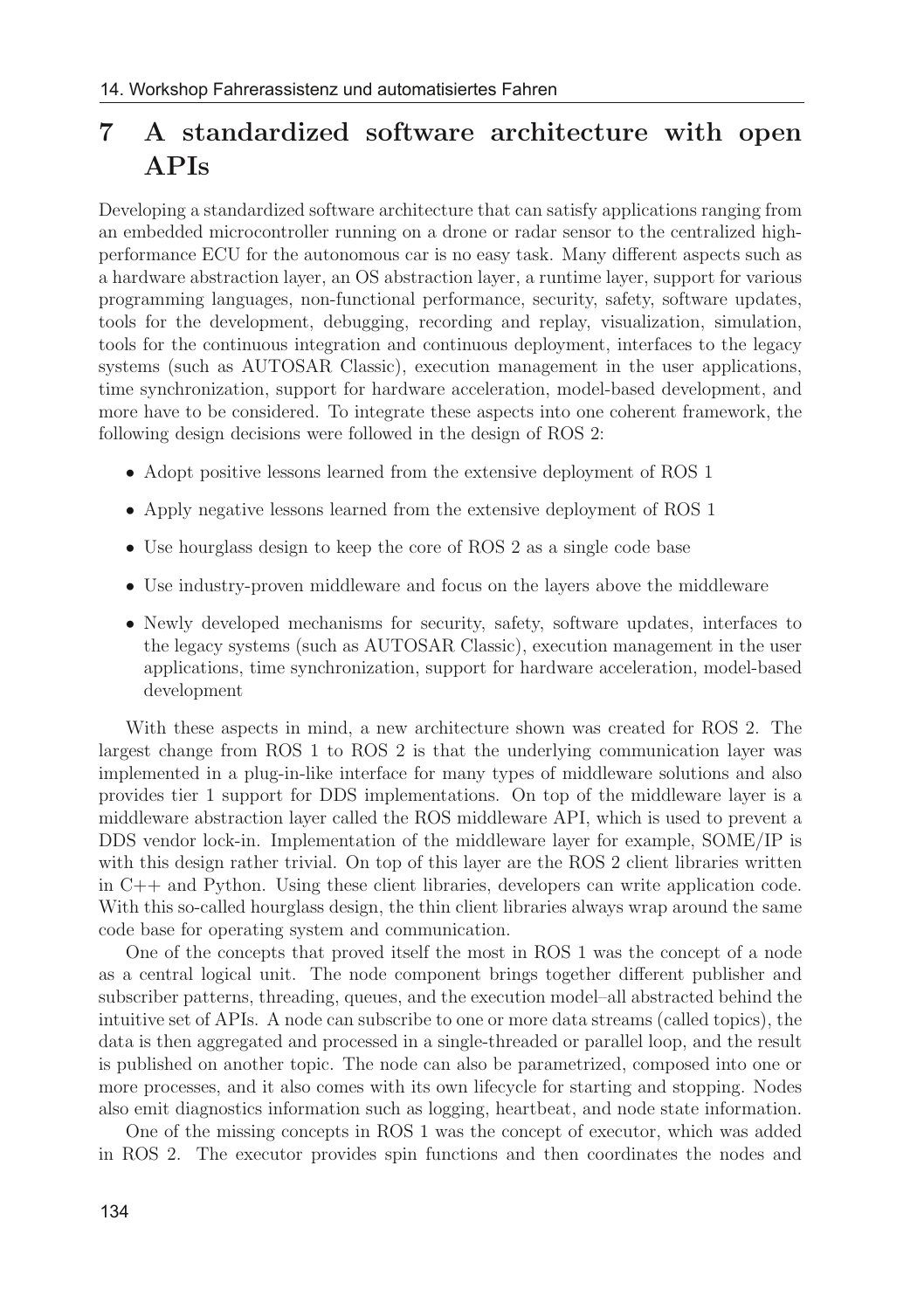## 7 A standardized software architecture with open APIs

Developing a standardized software architecture that can satisfy applications ranging from an embedded microcontroller running on a drone or radar sensor to the centralized high-performance ECU for the autonomous car is no easy task. Many different aspects such as a hardware abstraction layer, an OS abstraction layer, a runtime layer, support for various programming languages, non-functional performance, security, safety, software updates, tools for the development, debugging, recording and replay, visualization, simulation, tools for the continuous integration and continuous deployment, interfaces to the legacy systems (such as AUTOSAR Classic), execution management in the user applications, time synchronization, support for hardware acceleration, model-based development, and more have to be considered. To integrate these aspects into one coherent framework, the following design decisions were followed in the design of ROS 2:

- Adopt positive lessons learned from the extensive deployment of ROS 1
- Apply negative lessons learned from the extensive deployment of ROS 1
- Use hourglass design to keep the core of ROS 2 as a single code base
- Use industry-proven middleware and focus on the layers above the middleware
- Newly developed mechanisms for security, safety, software updates, interfaces to the legacy systems (such as AUTOSAR Classic), execution management in the user applications, time synchronization, support for hardware acceleration, model-based development

With these aspects in mind, a new architecture shown was created for ROS 2. The largest change from ROS 1 to ROS 2 is that the underlying communication layer was implemented in a plug-in-like interface for many types of middleware solutions and also provides tier 1 support for DDS implementations. On top of the middleware layer is a middleware abstraction layer called the ROS middleware API, which is used to prevent a DDS vendor lock-in. Implementation of the middleware layer for example, SOME/IP is with this design rather trivial. On top of this layer are the ROS 2 client libraries written in C++ and Python. Using these client libraries, developers can write application code. With this so-called hourglass design, the thin client libraries always wrap around the same code base for operating system and communication.

One of the concepts that proved itself the most in ROS 1 was the concept of a node as a central logical unit. The node component brings together different publisher and subscriber patterns, threading, queues, and the execution model–all abstracted behind the intuitive set of APIs. A node can subscribe to one or more data streams (called topics), the data is then aggregated and processed in a single-threaded or parallel loop, and the result is published on another topic. The node can also be parametrized, composed into one or more processes, and it also comes with its own lifecycle for starting and stopping. Nodes also emit diagnostics information such as logging, heartbeat, and node state information.

One of the missing concepts in ROS 1 was the concept of executor, which was added in ROS 2. The executor provides spin functions and then coordinates the nodes and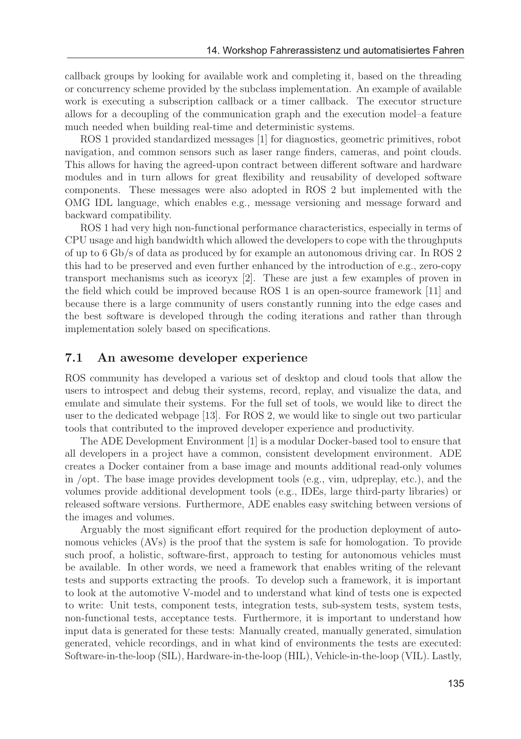callback groups by looking for available work and completing it, based on the threading or concurrency scheme provided by the subclass implementation. An example of available work is executing a subscription callback or a timer callback. The executor structure allows for a decoupling of the communication graph and the execution model–a feature much needed when building real-time and deterministic systems.

ROS 1 provided standardized messages [1] for diagnostics, geometric primitives, robot navigation, and common sensors such as laser range finders, cameras, and point clouds. This allows for having the agreed-upon contract between different software and hardware modules and in turn allows for great flexibility and reusability of developed software components. These messages were also adopted in ROS 2 but implemented with the OMG IDL language, which enables e.g., message versioning and message forward and backward compatibility.

ROS 1 had very high non-functional performance characteristics, especially in terms of CPU usage and high bandwidth which allowed the developers to cope with the throughputs of up to 6 Gb/s of data as produced by for example an autonomous driving car. In ROS 2 this had to be preserved and even further enhanced by the introduction of e.g., zero-copy transport mechanisms such as iceoryx [2]. These are just a few examples of proven in the field which could be improved because ROS 1 is an open-source framework [11] and because there is a large community of users constantly running into the edge cases and the best software is developed through the coding iterations and rather than through implementation solely based on specifications.

## 7.1 An awesome developer experience

ROS community has developed a various set of desktop and cloud tools that allow the users to introspect and debug their systems, record, replay, and visualize the data, and emulate and simulate their systems. For the full set of tools, we would like to direct the user to the dedicated webpage [13]. For ROS 2, we would like to single out two particular tools that contributed to the improved developer experience and productivity.

The ADE Development Environment [1] is a modular Docker-based tool to ensure that all developers in a project have a common, consistent development environment. ADE creates a Docker container from a base image and mounts additional read-only volumes in /opt. The base image provides development tools (e.g., vim, udpreplay, etc.), and the volumes provide additional development tools (e.g., IDEs, large third-party libraries) or released software versions. Furthermore, ADE enables easy switching between versions of the images and volumes.

Arguably the most significant effort required for the production deployment of autonomous vehicles (AVs) is the proof that the system is safe for homologation. To provide such proof, a holistic, software-first, approach to testing for autonomous vehicles must be available. In other words, we need a framework that enables writing of the relevant tests and supports extracting the proofs. To develop such a framework, it is important to look at the automotive V-model and to understand what kind of tests one is expected to write: Unit tests, component tests, integration tests, sub-system tests, system tests, non-functional tests, acceptance tests. Furthermore, it is important to understand how input data is generated for these tests: Manually created, manually generated, simulation generated, vehicle recordings, and in what kind of environments the tests are executed: Software-in-the-loop (SIL), Hardware-in-the-loop (HIL), Vehicle-in-the-loop (VIL). Lastly,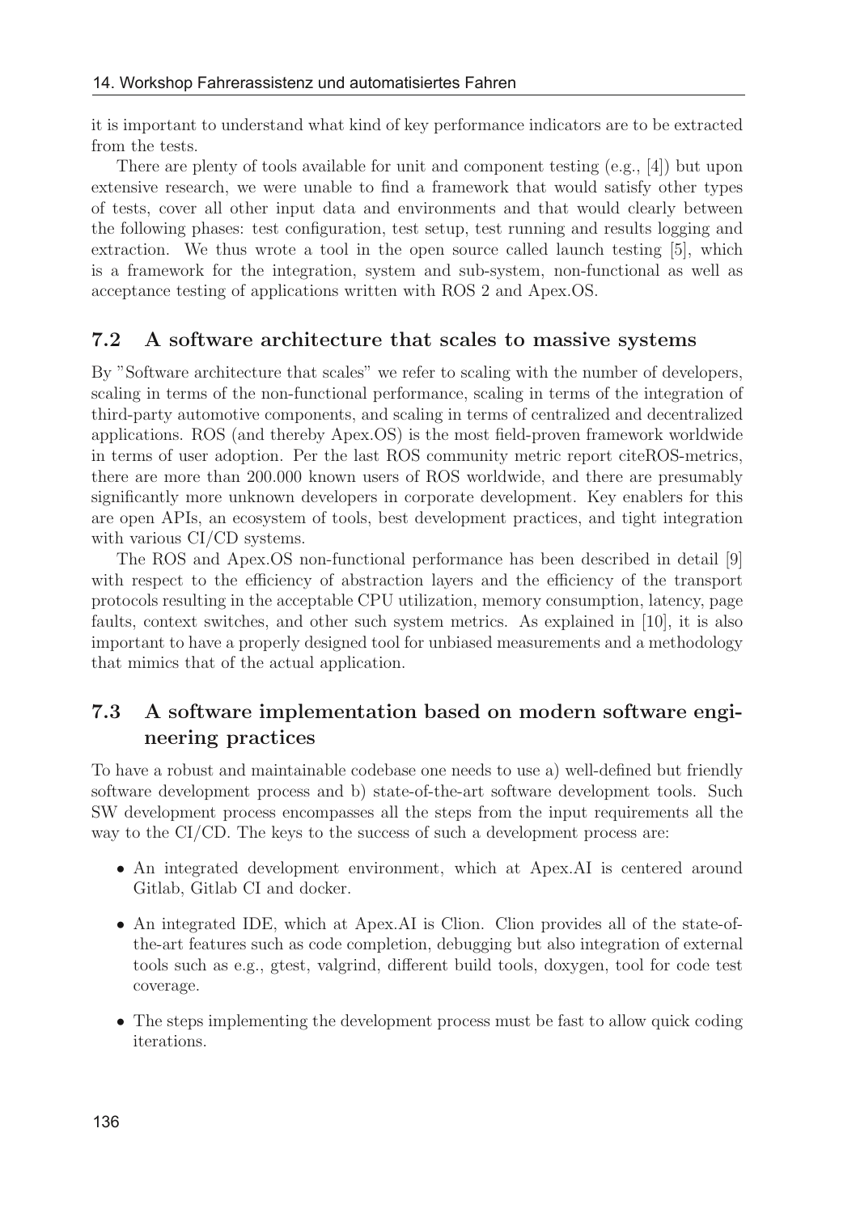it is important to understand what kind of key performance indicators are to be extracted from the tests.

There are plenty of tools available for unit and component testing (e.g., [4]) but upon extensive research, we were unable to find a framework that would satisfy other types of tests, cover all other input data and environments and that would clearly between the following phases: test configuration, test setup, test running and results logging and extraction. We thus wrote a tool in the open source called launch testing [5], which is a framework for the integration, system and sub-system, non-functional as well as acceptance testing of applications written with ROS 2 and Apex.OS.

## 7.2 A software architecture that scales to massive systems

By "Software architecture that scales" we refer to scaling with the number of developers, scaling in terms of the non-functional performance, scaling in terms of the integration of third-party automotive components, and scaling in terms of centralized and decentralized applications. ROS (and thereby Apex.OS) is the most field-proven framework worldwide in terms of user adoption. Per the last ROS community metric report citeROS-metrics, there are more than 200.000 known users of ROS worldwide, and there are presumably significantly more unknown developers in corporate development. Key enablers for this are open APIs, an ecosystem of tools, best development practices, and tight integration with various CI/CD systems.

The ROS and Apex.OS non-functional performance has been described in detail [9] with respect to the efficiency of abstraction layers and the efficiency of the transport protocols resulting in the acceptable CPU utilization, memory consumption, latency, page faults, context switches, and other such system metrics. As explained in [10], it is also important to have a properly designed tool for unbiased measurements and a methodology that mimics that of the actual application.

## 7.3 A software implementation based on modern software engineering practices

To have a robust and maintainable codebase one needs to use a) well-defined but friendly software development process and b) state-of-the-art software development tools. Such SW development process encompasses all the steps from the input requirements all the way to the CI/CD. The keys to the success of such a development process are:

- An integrated development environment, which at Apex.AI is centered around Gitlab, Gitlab CI and docker.
- An integrated IDE, which at Apex.AI is Clion. Clion provides all of the state-of-the-art features such as code completion, debugging but also integration of external tools such as e.g., gtest, valgrind, different build tools, doxygen, tool for code test coverage.
- The steps implementing the development process must be fast to allow quick coding iterations.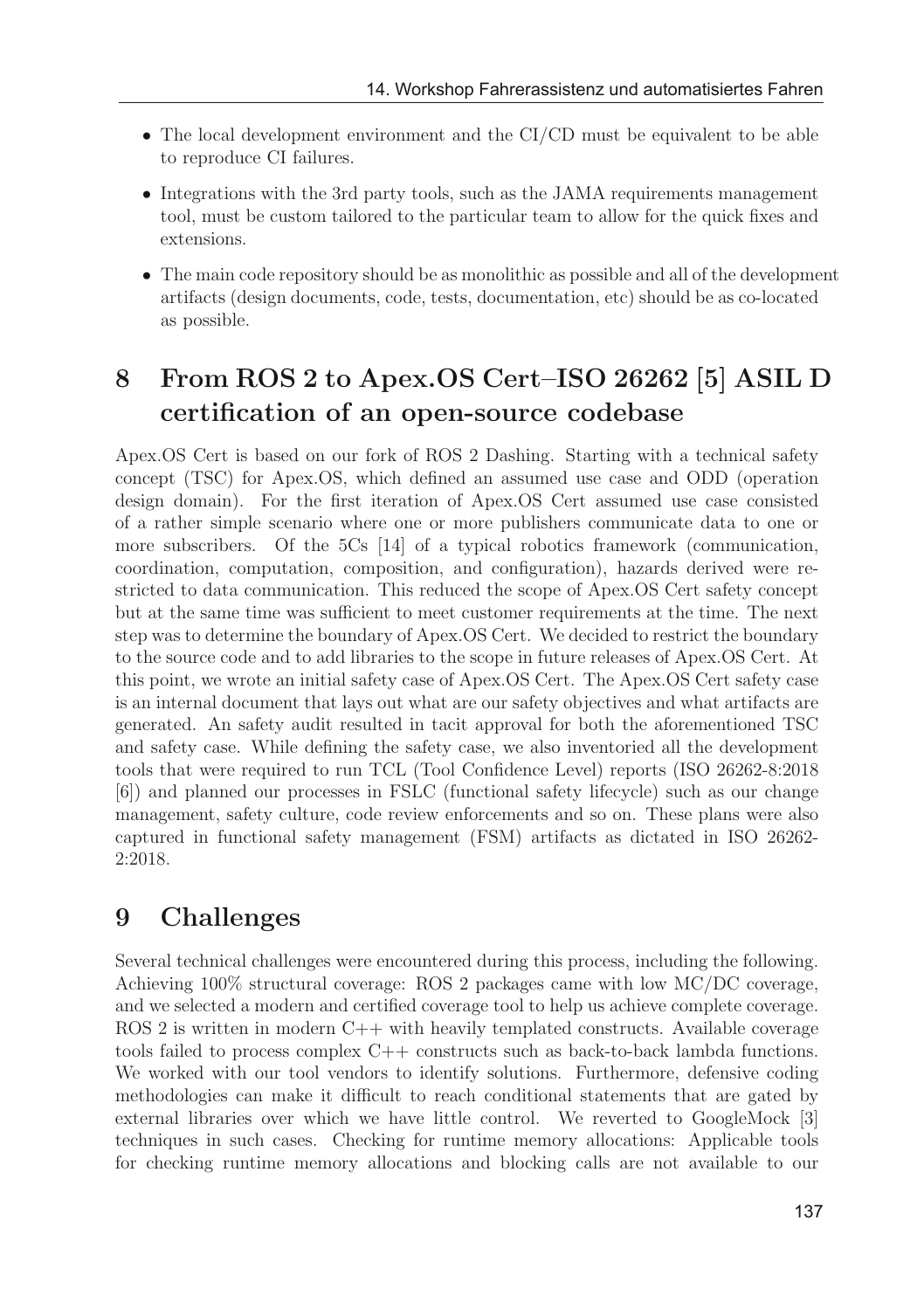- The local development environment and the CI/CD must be equivalent to be able to reproduce CI failures.
- Integrations with the 3rd party tools, such as the JAMA requirements management tool, must be custom tailored to the particular team to allow for the quick fixes and extensions.
- The main code repository should be as monolithic as possible and all of the development artifacts (design documents, code, tests, documentation, etc) should be as co-located as possible.

## 8 From ROS 2 to Apex.OS Cert–ISO 26262 [5] ASIL D certification of an open-source codebase

Apex.OS Cert is based on our fork of ROS 2 Dashing. Starting with a technical safety concept (TSC) for Apex.OS, which defined an assumed use case and ODD (operation design domain). For the first iteration of Apex.OS Cert assumed use case consisted of a rather simple scenario where one or more publishers communicate data to one or more subscribers. Of the 5Cs [14] of a typical robotics framework (communication, coordination, computation, composition, and configuration), hazards derived were restricted to data communication. This reduced the scope of Apex.OS Cert safety concept but at the same time was sufficient to meet customer requirements at the time. The next step was to determine the boundary of Apex.OS Cert. We decided to restrict the boundary to the source code and to add libraries to the scope in future releases of Apex.OS Cert. At this point, we wrote an initial safety case of Apex.OS Cert. The Apex.OS Cert safety case is an internal document that lays out what are our safety objectives and what artifacts are generated. An safety audit resulted in tacit approval for both the aforementioned TSC and safety case. While defining the safety case, we also inventoried all the development tools that were required to run TCL (Tool Confidence Level) reports (ISO 26262-8:2018 [6]) and planned our processes in FSLC (functional safety lifecycle) such as our change management, safety culture, code review enforcements and so on. These plans were also captured in functional safety management (FSM) artifacts as dictated in ISO 26262-2:2018.

## 9 Challenges

Several technical challenges were encountered during this process, including the following. Achieving 100% structural coverage: ROS 2 packages came with low MC/DC coverage, and we selected a modern and certified coverage tool to help us achieve complete coverage. ROS 2 is written in modern C++ with heavily templated constructs. Available coverage tools failed to process complex C++ constructs such as back-to-back lambda functions. We worked with our tool vendors to identify solutions. Furthermore, defensive coding methodologies can make it difficult to reach conditional statements that are gated by external libraries over which we have little control. We reverted to GoogleMock [3] techniques in such cases. Checking for runtime memory allocations: Applicable tools for checking runtime memory allocations and blocking calls are not available to our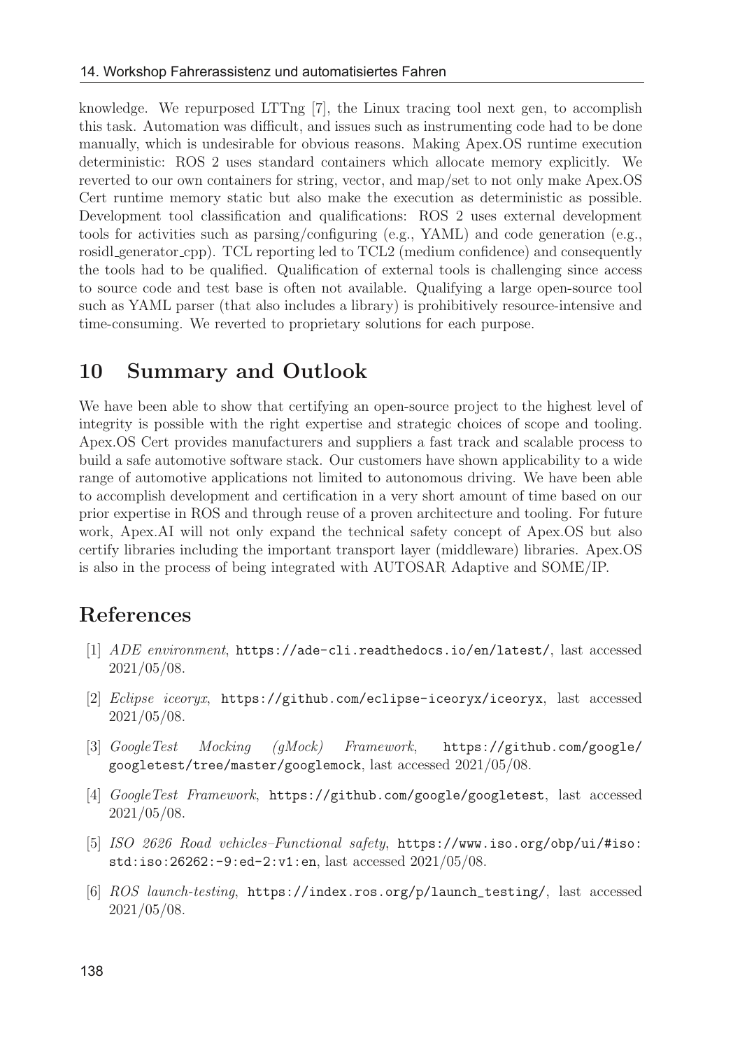knowledge. We repurposed LTTng [7], the Linux tracing tool next gen, to accomplish this task. Automation was difficult, and issues such as instrumenting code had to be done manually, which is undesirable for obvious reasons. Making Apex.OS runtime execution deterministic: ROS 2 uses standard containers which allocate memory explicitly. We reverted to our own containers for string, vector, and map/set to not only make Apex.OS Cert runtime memory static but also make the execution as deterministic as possible. Development tool classification and qualifications: ROS 2 uses external development tools for activities such as parsing/configuring (e.g., YAML) and code generation (e.g., rosidl_generator_cpp). TCL reporting led to TCL2 (medium confidence) and consequently the tools had to be qualified. Qualification of external tools is challenging since access to source code and test base is often not available. Qualifying a large open-source tool such as YAML parser (that also includes a library) is prohibitively resource-intensive and time-consuming. We reverted to proprietary solutions for each purpose.

## 10 Summary and Outlook

We have been able to show that certifying an open-source project to the highest level of integrity is possible with the right expertise and strategic choices of scope and tooling. Apex.OS Cert provides manufacturers and suppliers a fast track and scalable process to build a safe automotive software stack. Our customers have shown applicability to a wide range of automotive applications not limited to autonomous driving. We have been able to accomplish development and certification in a very short amount of time based on our prior expertise in ROS and through reuse of a proven architecture and tooling. For future work, Apex.AI will not only expand the technical safety concept of Apex.OS but also certify libraries including the important transport layer (middleware) libraries. Apex.OS is also in the process of being integrated with AUTOSAR Adaptive and SOME/IP.

## References

[1] *ADE environment*, https://ade-cli.readthedocs.io/en/latest/, last accessed 2021/05/08.

[2] *Eclipse iceoryx*, https://github.com/eclipse-iceoryx/iceoryx, last accessed 2021/05/08.

[3] *GoogleTest Mocking (gMock) Framework*, https://github.com/google/googletest/tree/master/googlemock, last accessed 2021/05/08.

[4] *GoogleTest Framework*, https://github.com/google/googletest, last accessed 2021/05/08.

[5] *ISO 2626 Road vehicles–Functional safety*, https://www.iso.org/obp/ui/#iso:std:iso:26262:-9:ed-2:v1:en, last accessed 2021/05/08.

[6] *ROS launch-testing*, https://index.ros.org/p/launch_testing/, last accessed 2021/05/08.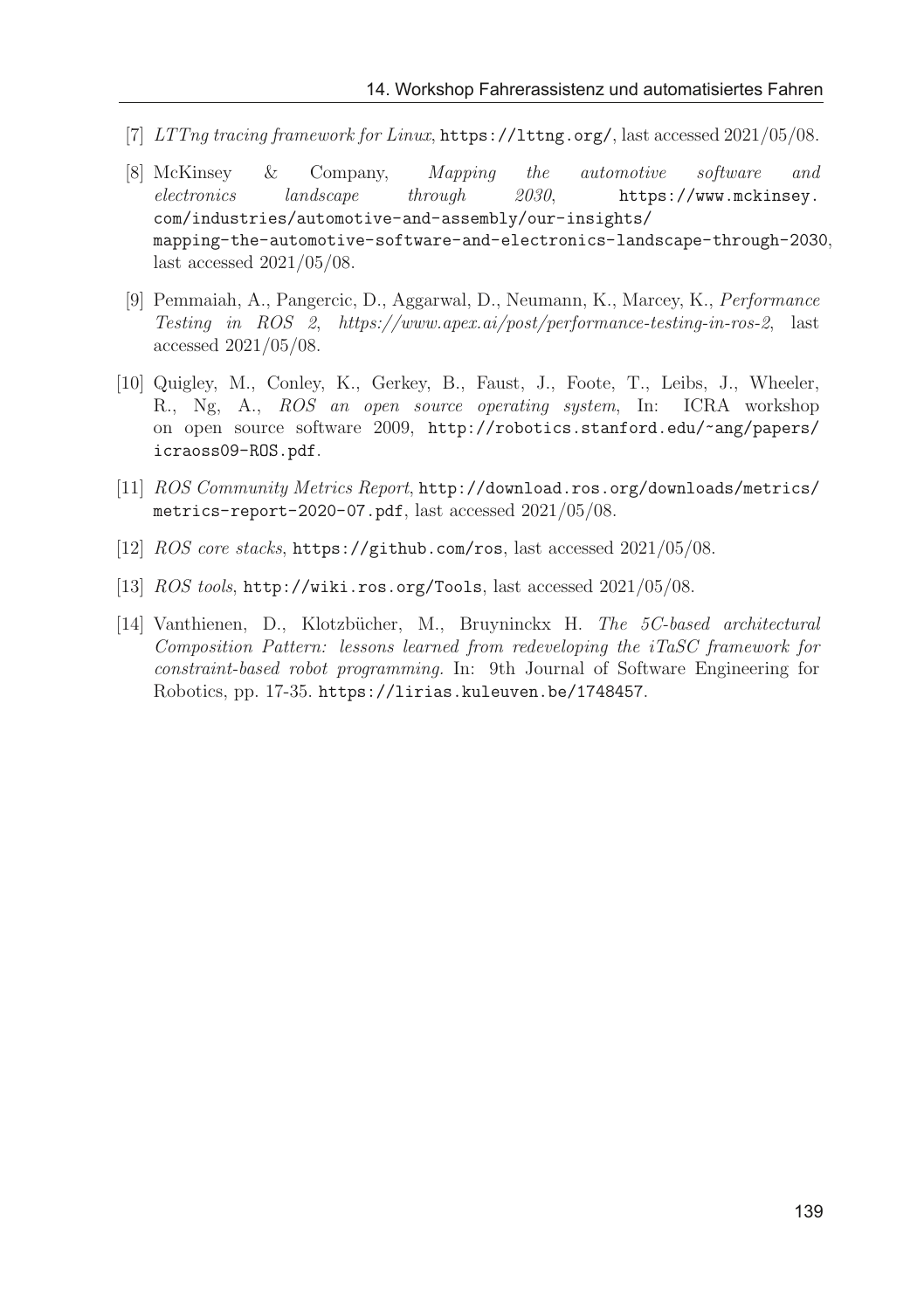[7] *LTTng tracing framework for Linux*, https://lttng.org/, last accessed 2021/05/08.

[8] McKinsey & Company, *Mapping the automotive software and electronics landscape through 2030*, https://www.mckinsey.com/industries/automotive-and-assembly/our-insights/mapping-the-automotive-software-and-electronics-landscape-through-2030, last accessed 2021/05/08.

[9] Pemmaiah, A., Pangercic, D., Aggarwal, D., Neumann, K., Marcey, K., *Performance Testing in ROS 2*, *https://www.apex.ai/post/performance-testing-in-ros-2*, last accessed 2021/05/08.

[10] Quigley, M., Conley, K., Gerkey, B., Faust, J., Foote, T., Leibs, J., Wheeler, R., Ng, A., *ROS an open source operating system*, In: ICRA workshop on open source software 2009, http://robotics.stanford.edu/~ang/papers/icraoss09-ROS.pdf.

[11] *ROS Community Metrics Report*, http://download.ros.org/downloads/metrics/metrics-report-2020-07.pdf, last accessed 2021/05/08.

[12] *ROS core stacks*, https://github.com/ros, last accessed 2021/05/08.

[13] *ROS tools*, http://wiki.ros.org/Tools, last accessed 2021/05/08.

[14] Vanthienen, D., Klotzbücher, M., Bruyninckx H. *The 5C-based architectural Composition Pattern: lessons learned from redeveloping the iTaSC framework for constraint-based robot programming.* In: 9th Journal of Software Engineering for Robotics, pp. 17-35. https://lirias.kuleuven.be/1748457.